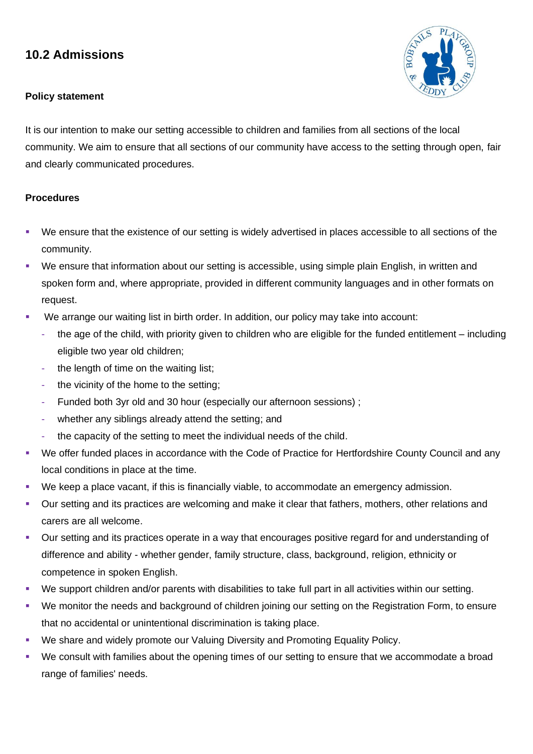## 10.2 Admissions

**Policy statement**

It is our intention to make our setting accessible to children and families from all sections of the local community. We aim to ensure that all sections of our community have access to the setting through open, fair and clearly communicated procedures.

**Procedures**

- We ensure that the existence of our setting is widely advertised in places accessible to all sections of the community.
- We ensure that information about our setting is accessible, using simple plain English, in written and spoken form and, where appropriate, provided in different community languages and in other formats on request.
- We arrange our waiting list in birth order. In addition, our policy may take into account:
  - the age of the child, with priority given to children who are eligible for the funded entitlement – including eligible two year old children;
  - the length of time on the waiting list;
  - the vicinity of the home to the setting;
  - Funded both 3yr old and 30 hour (especially our afternoon sessions) ;
  - whether any siblings already attend the setting; and
  - the capacity of the setting to meet the individual needs of the child.
- We offer funded places in accordance with the Code of Practice for Hertfordshire County Council and any local conditions in place at the time.
- We keep a place vacant, if this is financially viable, to accommodate an emergency admission.
- Our setting and its practices are welcoming and make it clear that fathers, mothers, other relations and carers are all welcome.
- Our setting and its practices operate in a way that encourages positive regard for and understanding of difference and ability - whether gender, family structure, class, background, religion, ethnicity or competence in spoken English.
- We support children and/or parents with disabilities to take full part in all activities within our setting.
- We monitor the needs and background of children joining our setting on the Registration Form, to ensure that no accidental or unintentional discrimination is taking place.
- We share and widely promote our Valuing Diversity and Promoting Equality Policy.
- We consult with families about the opening times of our setting to ensure that we accommodate a broad range of families' needs.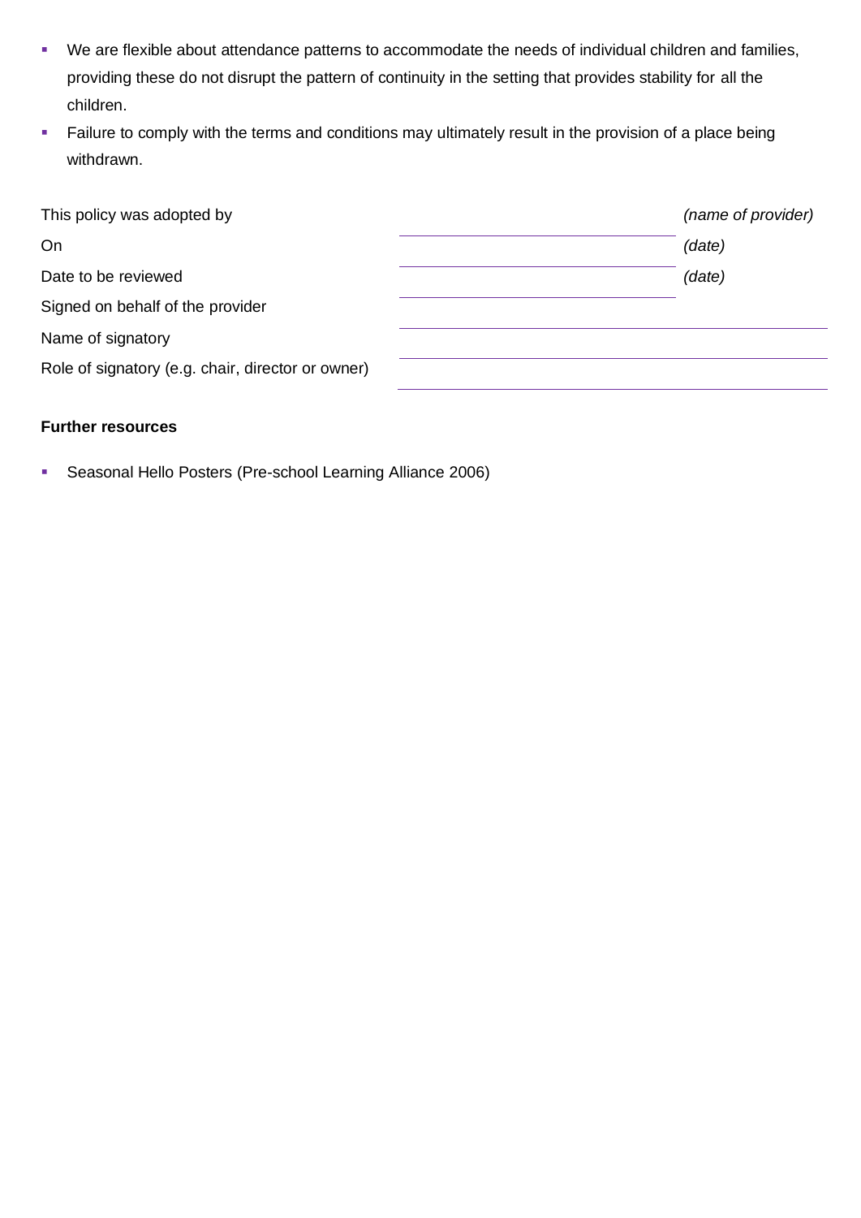- We are flexible about attendance patterns to accommodate the needs of individual children and families, providing these do not disrupt the pattern of continuity in the setting that provides stability for all the children.
- Failure to comply with the terms and conditions may ultimately result in the provision of a place being withdrawn.

| | | |
|---|---|---|
| This policy was adopted by | | *(name of provider)* |
| On | | *(date)* |
| Date to be reviewed | | *(date)* |
| Signed on behalf of the provider | | |
| Name of signatory | | |
| Role of signatory (e.g. chair, director or owner) | | |

**Further resources**

- Seasonal Hello Posters (Pre-school Learning Alliance 2006)